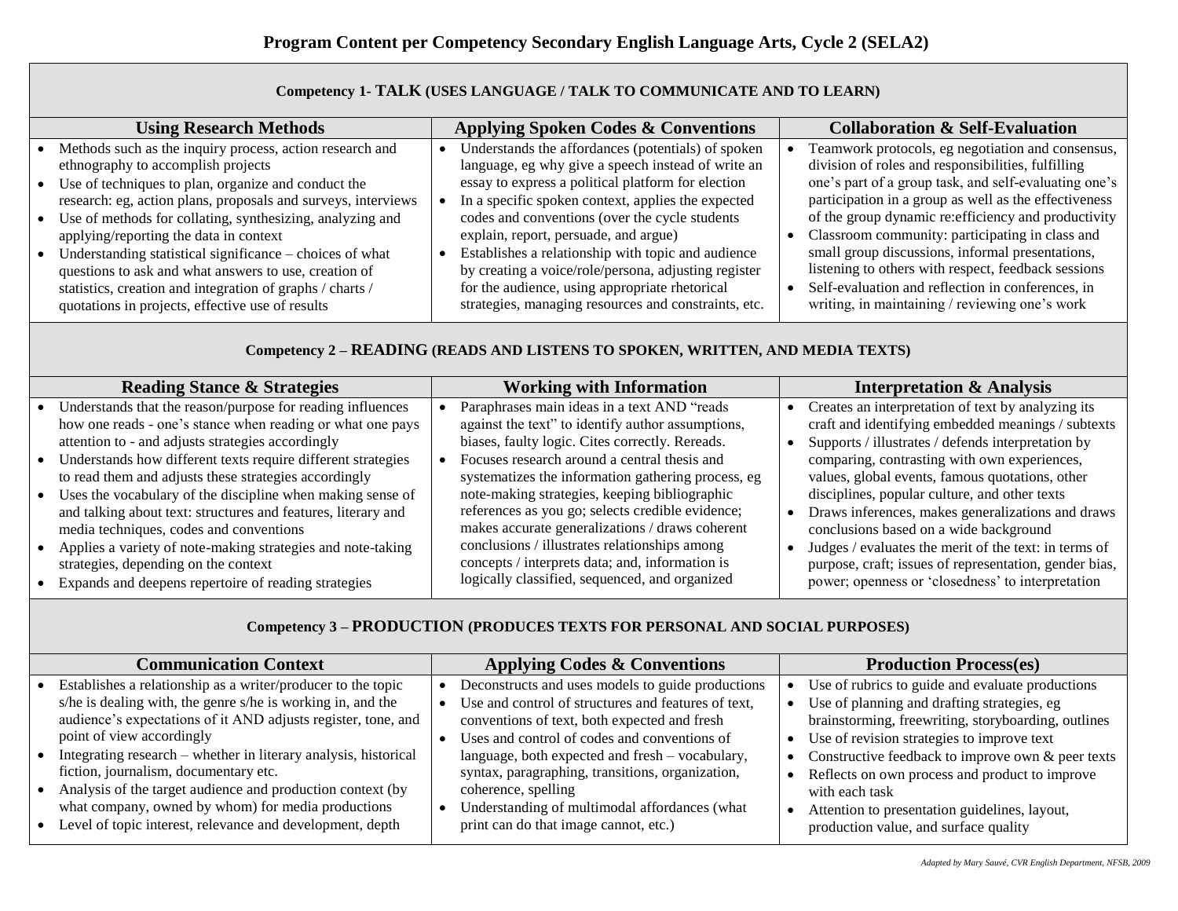# Program Content per Competency Secondary English Language Arts, Cycle 2 (SELA2)

| Competency 1- TALK (USES LANGUAGE / TALK TO COMMUNICATE AND TO LEARN) | | |
|---|---|---|
| **Using Research Methods** | **Applying Spoken Codes & Conventions** | **Collaboration & Self-Evaluation** |
| • Methods such as the inquiry process, action research and ethnography to accomplish projects<br>• Use of techniques to plan, organize and conduct the research: eg, action plans, proposals and surveys, interviews<br>• Use of methods for collating, synthesizing, analyzing and applying/reporting the data in context<br>• Understanding statistical significance – choices of what questions to ask and what answers to use, creation of statistics, creation and integration of graphs / charts / quotations in projects, effective use of results | • Understands the affordances (potentials) of spoken language, eg why give a speech instead of write an essay to express a political platform for election<br>• In a specific spoken context, applies the expected codes and conventions (over the cycle students explain, report, persuade, and argue)<br>• Establishes a relationship with topic and audience by creating a voice/role/persona, adjusting register for the audience, using appropriate rhetorical strategies, managing resources and constraints, etc. | • Teamwork protocols, eg negotiation and consensus, division of roles and responsibilities, fulfilling one's part of a group task, and self-evaluating one's participation in a group as well as the effectiveness of the group dynamic re:efficiency and productivity<br>• Classroom community: participating in class and small group discussions, informal presentations, listening to others with respect, feedback sessions<br>• Self-evaluation and reflection in conferences, in writing, in maintaining / reviewing one's work |

| Competency 2 – READING (READS AND LISTENS TO SPOKEN, WRITTEN, AND MEDIA TEXTS) | | |
|---|---|---|
| **Reading Stance & Strategies** | **Working with Information** | **Interpretation & Analysis** |
| • Understands that the reason/purpose for reading influences how one reads - one's stance when reading or what one pays attention to - and adjusts strategies accordingly<br>• Understands how different texts require different strategies to read them and adjusts these strategies accordingly<br>• Uses the vocabulary of the discipline when making sense of and talking about text: structures and features, literary and media techniques, codes and conventions<br>• Applies a variety of note-making strategies and note-taking strategies, depending on the context<br>• Expands and deepens repertoire of reading strategies | • Paraphrases main ideas in a text AND "reads against the text" to identify author assumptions, biases, faulty logic. Cites correctly. Rereads.<br>• Focuses research around a central thesis and systematizes the information gathering process, eg note-making strategies, keeping bibliographic references as you go; selects credible evidence; makes accurate generalizations / draws coherent conclusions / illustrates relationships among concepts / interprets data; and, information is logically classified, sequenced, and organized | • Creates an interpretation of text by analyzing its craft and identifying embedded meanings / subtexts<br>• Supports / illustrates / defends interpretation by comparing, contrasting with own experiences, values, global events, famous quotations, other disciplines, popular culture, and other texts<br>• Draws inferences, makes generalizations and draws conclusions based on a wide background<br>• Judges / evaluates the merit of the text: in terms of purpose, craft; issues of representation, gender bias, power; openness or 'closedness' to interpretation |

| Competency 3 – PRODUCTION (PRODUCES TEXTS FOR PERSONAL AND SOCIAL PURPOSES) | | |
|---|---|---|
| **Communication Context** | **Applying Codes & Conventions** | **Production Process(es)** |
| • Establishes a relationship as a writer/producer to the topic s/he is dealing with, the genre s/he is working in, and the audience's expectations of it AND adjusts register, tone, and point of view accordingly<br>• Integrating research – whether in literary analysis, historical fiction, journalism, documentary etc.<br>• Analysis of the target audience and production context (by what company, owned by whom) for media productions<br>• Level of topic interest, relevance and development, depth | • Deconstructs and uses models to guide productions<br>• Use and control of structures and features of text, conventions of text, both expected and fresh<br>• Uses and control of codes and conventions of language, both expected and fresh – vocabulary, syntax, paragraphing, transitions, organization, coherence, spelling<br>• Understanding of multimodal affordances (what print can do that image cannot, etc.) | • Use of rubrics to guide and evaluate productions<br>• Use of planning and drafting strategies, eg brainstorming, freewriting, storyboarding, outlines<br>• Use of revision strategies to improve text<br>• Constructive feedback to improve own & peer texts<br>• Reflects on own process and product to improve with each task<br>• Attention to presentation guidelines, layout, production value, and surface quality |

*Adapted by Mary Sauvé, CVR English Department, NFSB, 2009*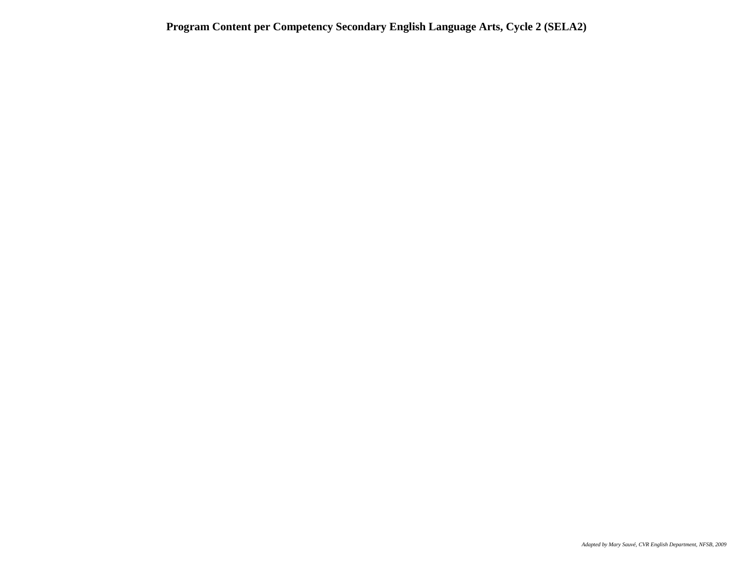# Program Content per Competency Secondary English Language Arts, Cycle 2 (SELA2)